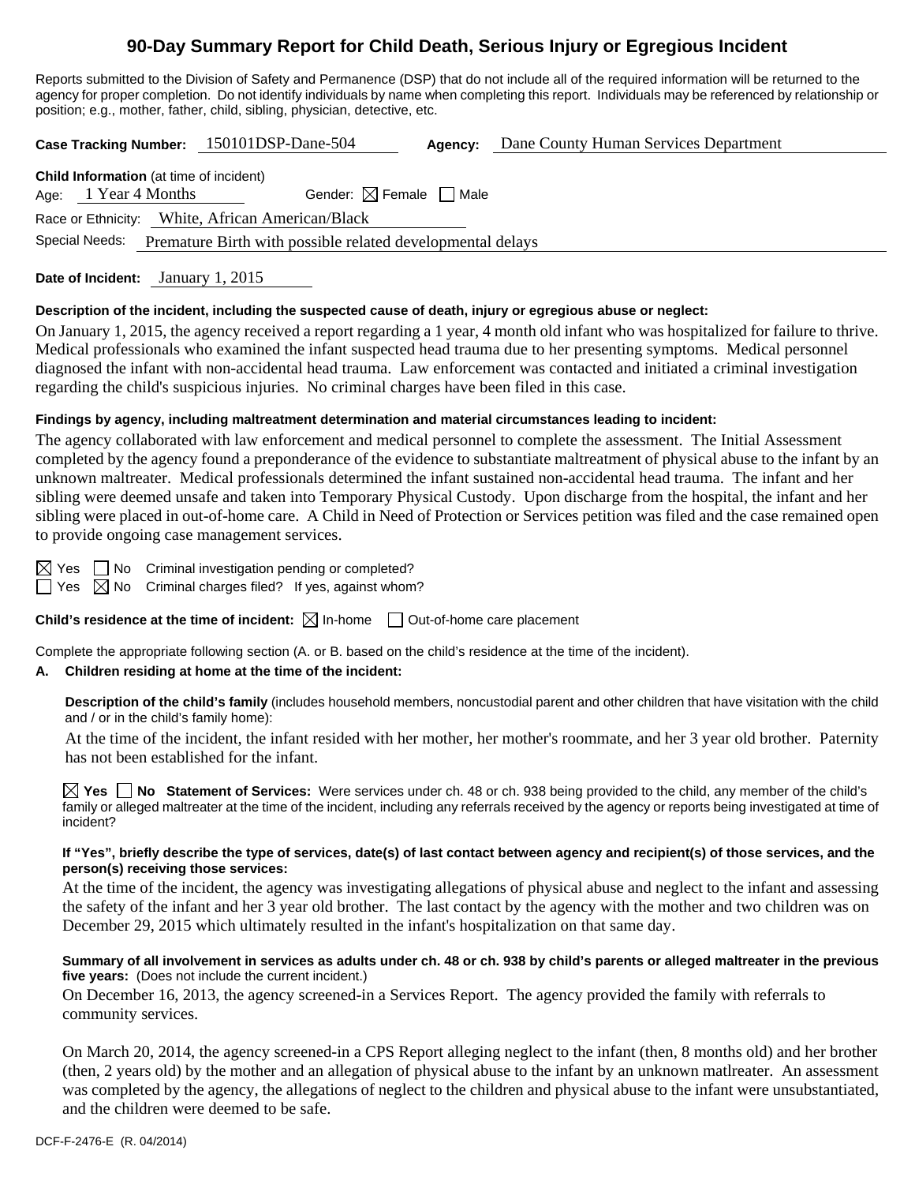# 90-Day Summary Report for Child Death, Serious Injury or Egregious Incident

Reports submitted to the Division of Safety and Permanence (DSP) that do not include all of the required information will be returned to the agency for proper completion. Do not identify individuals by name when completing this report. Individuals may be referenced by relationship or position; e.g., mother, father, child, sibling, physician, detective, etc.

**Case Tracking Number:** 150101DSP-Dane-504 **Agency:** Dane County Human Services Department

**Child Information** (at time of incident)

Age: 1 Year 4 Months Gender: ☒ Female ☐ Male

Race or Ethnicity: White, African American/Black

Special Needs: Premature Birth with possible related developmental delays

**Date of Incident:** January 1, 2015

**Description of the incident, including the suspected cause of death, injury or egregious abuse or neglect:**

On January 1, 2015, the agency received a report regarding a 1 year, 4 month old infant who was hospitalized for failure to thrive. Medical professionals who examined the infant suspected head trauma due to her presenting symptoms. Medical personnel diagnosed the infant with non-accidental head trauma. Law enforcement was contacted and initiated a criminal investigation regarding the child's suspicious injuries. No criminal charges have been filed in this case.

**Findings by agency, including maltreatment determination and material circumstances leading to incident:**

The agency collaborated with law enforcement and medical personnel to complete the assessment. The Initial Assessment completed by the agency found a preponderance of the evidence to substantiate maltreatment of physical abuse to the infant by an unknown maltreater. Medical professionals determined the infant sustained non-accidental head trauma. The infant and her sibling were deemed unsafe and taken into Temporary Physical Custody. Upon discharge from the hospital, the infant and her sibling were placed in out-of-home care. A Child in Need of Protection or Services petition was filed and the case remained open to provide ongoing case management services.

☒ Yes ☐ No Criminal investigation pending or completed?

☐ Yes ☒ No Criminal charges filed? If yes, against whom?

**Child's residence at the time of incident:** ☒ In-home ☐ Out-of-home care placement

Complete the appropriate following section (A. or B. based on the child's residence at the time of the incident).

**A. Children residing at home at the time of the incident:**

**Description of the child's family** (includes household members, noncustodial parent and other children that have visitation with the child and / or in the child's family home):

At the time of the incident, the infant resided with her mother, her mother's roommate, and her 3 year old brother. Paternity has not been established for the infant.

☒ **Yes** ☐ **No Statement of Services:** Were services under ch. 48 or ch. 938 being provided to the child, any member of the child's family or alleged maltreater at the time of the incident, including any referrals received by the agency or reports being investigated at time of incident?

**If "Yes", briefly describe the type of services, date(s) of last contact between agency and recipient(s) of those services, and the person(s) receiving those services:**

At the time of the incident, the agency was investigating allegations of physical abuse and neglect to the infant and assessing the safety of the infant and her 3 year old brother. The last contact by the agency with the mother and two children was on December 29, 2015 which ultimately resulted in the infant's hospitalization on that same day.

**Summary of all involvement in services as adults under ch. 48 or ch. 938 by child's parents or alleged maltreater in the previous five years:** (Does not include the current incident.)

On December 16, 2013, the agency screened-in a Services Report. The agency provided the family with referrals to community services.

On March 20, 2014, the agency screened-in a CPS Report alleging neglect to the infant (then, 8 months old) and her brother (then, 2 years old) by the mother and an allegation of physical abuse to the infant by an unknown matlreater. An assessment was completed by the agency, the allegations of neglect to the children and physical abuse to the infant were unsubstantiated, and the children were deemed to be safe.

DCF-F-2476-E (R. 04/2014)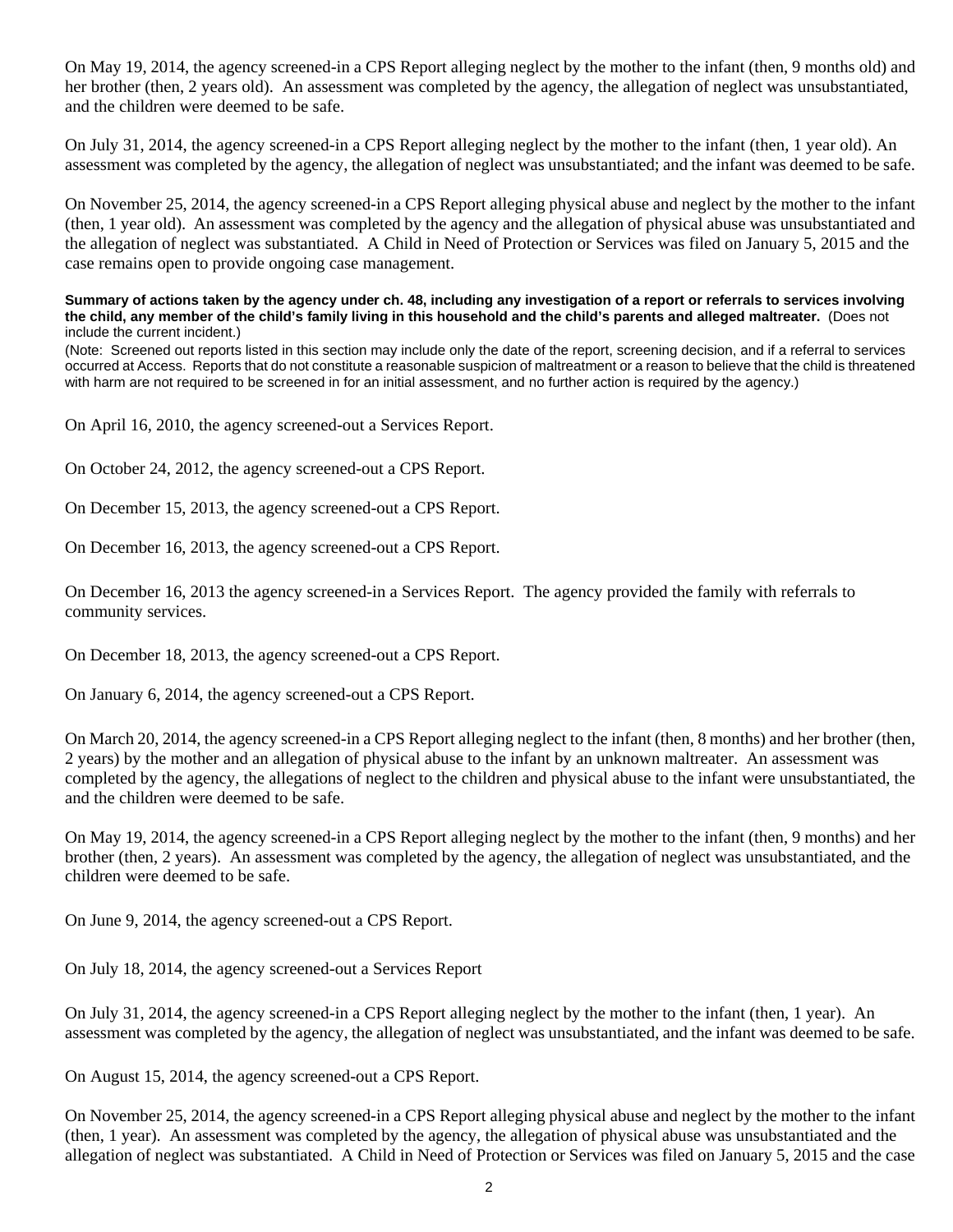On May 19, 2014, the agency screened-in a CPS Report alleging neglect by the mother to the infant (then, 9 months old) and her brother (then, 2 years old). An assessment was completed by the agency, the allegation of neglect was unsubstantiated, and the children were deemed to be safe.

On July 31, 2014, the agency screened-in a CPS Report alleging neglect by the mother to the infant (then, 1 year old). An assessment was completed by the agency, the allegation of neglect was unsubstantiated; and the infant was deemed to be safe.

On November 25, 2014, the agency screened-in a CPS Report alleging physical abuse and neglect by the mother to the infant (then, 1 year old). An assessment was completed by the agency and the allegation of physical abuse was unsubstantiated and the allegation of neglect was substantiated. A Child in Need of Protection or Services was filed on January 5, 2015 and the case remains open to provide ongoing case management.

**Summary of actions taken by the agency under ch. 48, including any investigation of a report or referrals to services involving the child, any member of the child's family living in this household and the child's parents and alleged maltreater.** (Does not include the current incident.)

(Note: Screened out reports listed in this section may include only the date of the report, screening decision, and if a referral to services occurred at Access. Reports that do not constitute a reasonable suspicion of maltreatment or a reason to believe that the child is threatened with harm are not required to be screened in for an initial assessment, and no further action is required by the agency.)

On April 16, 2010, the agency screened-out a Services Report.

On October 24, 2012, the agency screened-out a CPS Report.

On December 15, 2013, the agency screened-out a CPS Report.

On December 16, 2013, the agency screened-out a CPS Report.

On December 16, 2013 the agency screened-in a Services Report. The agency provided the family with referrals to community services.

On December 18, 2013, the agency screened-out a CPS Report.

On January 6, 2014, the agency screened-out a CPS Report.

On March 20, 2014, the agency screened-in a CPS Report alleging neglect to the infant (then, 8 months) and her brother (then, 2 years) by the mother and an allegation of physical abuse to the infant by an unknown maltreater. An assessment was completed by the agency, the allegations of neglect to the children and physical abuse to the infant were unsubstantiated, the and the children were deemed to be safe.

On May 19, 2014, the agency screened-in a CPS Report alleging neglect by the mother to the infant (then, 9 months) and her brother (then, 2 years). An assessment was completed by the agency, the allegation of neglect was unsubstantiated, and the children were deemed to be safe.

On June 9, 2014, the agency screened-out a CPS Report.

On July 18, 2014, the agency screened-out a Services Report

On July 31, 2014, the agency screened-in a CPS Report alleging neglect by the mother to the infant (then, 1 year). An assessment was completed by the agency, the allegation of neglect was unsubstantiated, and the infant was deemed to be safe.

On August 15, 2014, the agency screened-out a CPS Report.

On November 25, 2014, the agency screened-in a CPS Report alleging physical abuse and neglect by the mother to the infant (then, 1 year). An assessment was completed by the agency, the allegation of physical abuse was unsubstantiated and the allegation of neglect was substantiated. A Child in Need of Protection or Services was filed on January 5, 2015 and the case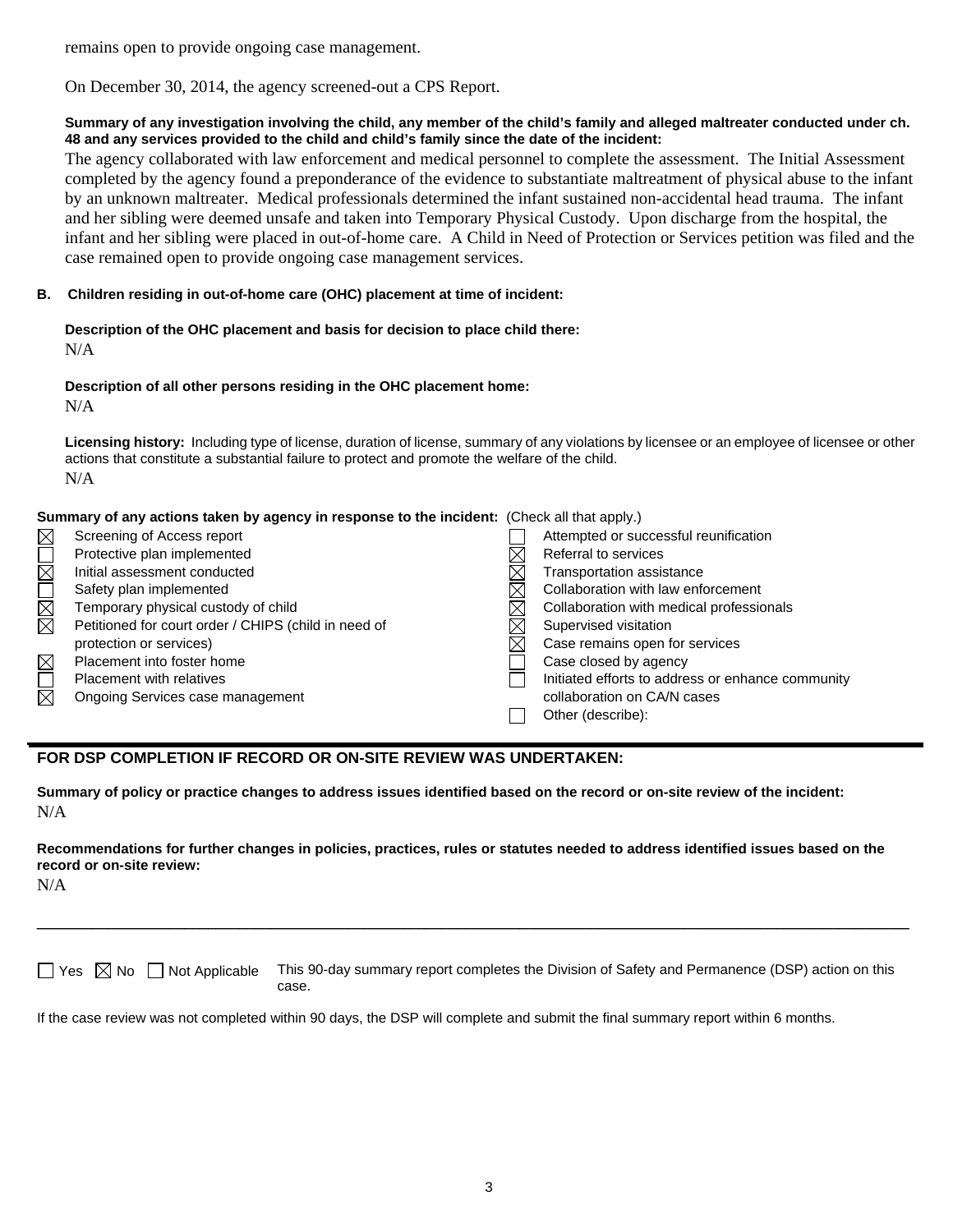remains open to provide ongoing case management.

On December 30, 2014, the agency screened-out a CPS Report.

**Summary of any investigation involving the child, any member of the child's family and alleged maltreater conducted under ch. 48 and any services provided to the child and child's family since the date of the incident:**

The agency collaborated with law enforcement and medical personnel to complete the assessment. The Initial Assessment completed by the agency found a preponderance of the evidence to substantiate maltreatment of physical abuse to the infant by an unknown maltreater. Medical professionals determined the infant sustained non-accidental head trauma. The infant and her sibling were deemed unsafe and taken into Temporary Physical Custody. Upon discharge from the hospital, the infant and her sibling were placed in out-of-home care. A Child in Need of Protection or Services petition was filed and the case remained open to provide ongoing case management services.

**B. Children residing in out-of-home care (OHC) placement at time of incident:**

**Description of the OHC placement and basis for decision to place child there:**
N/A

**Description of all other persons residing in the OHC placement home:**
N/A

**Licensing history:** Including type of license, duration of license, summary of any violations by licensee or an employee of licensee or other actions that constitute a substantial failure to protect and promote the welfare of the child.
N/A

**Summary of any actions taken by agency in response to the incident:** (Check all that apply.)

- [x] Screening of Access report
- [ ] Protective plan implemented
- [x] Initial assessment conducted
- [ ] Safety plan implemented
- [x] Temporary physical custody of child
- [x] Petitioned for court order / CHIPS (child in need of protection or services)
- [x] Placement into foster home
- [ ] Placement with relatives
- [x] Ongoing Services case management
- [ ] Attempted or successful reunification
- [x] Referral to services
- [x] Transportation assistance
- [x] Collaboration with law enforcement
- [x] Collaboration with medical professionals
- [x] Supervised visitation
- [x] Case remains open for services
- [ ] Case closed by agency
- [ ] Initiated efforts to address or enhance community collaboration on CA/N cases
- [ ] Other (describe):

---

**FOR DSP COMPLETION IF RECORD OR ON-SITE REVIEW WAS UNDERTAKEN:**

**Summary of policy or practice changes to address issues identified based on the record or on-site review of the incident:**
N/A

**Recommendations for further changes in policies, practices, rules or statutes needed to address identified issues based on the record or on-site review:**
N/A

---

☐ Yes ☒ No ☐ Not Applicable This 90-day summary report completes the Division of Safety and Permanence (DSP) action on this case.

If the case review was not completed within 90 days, the DSP will complete and submit the final summary report within 6 months.